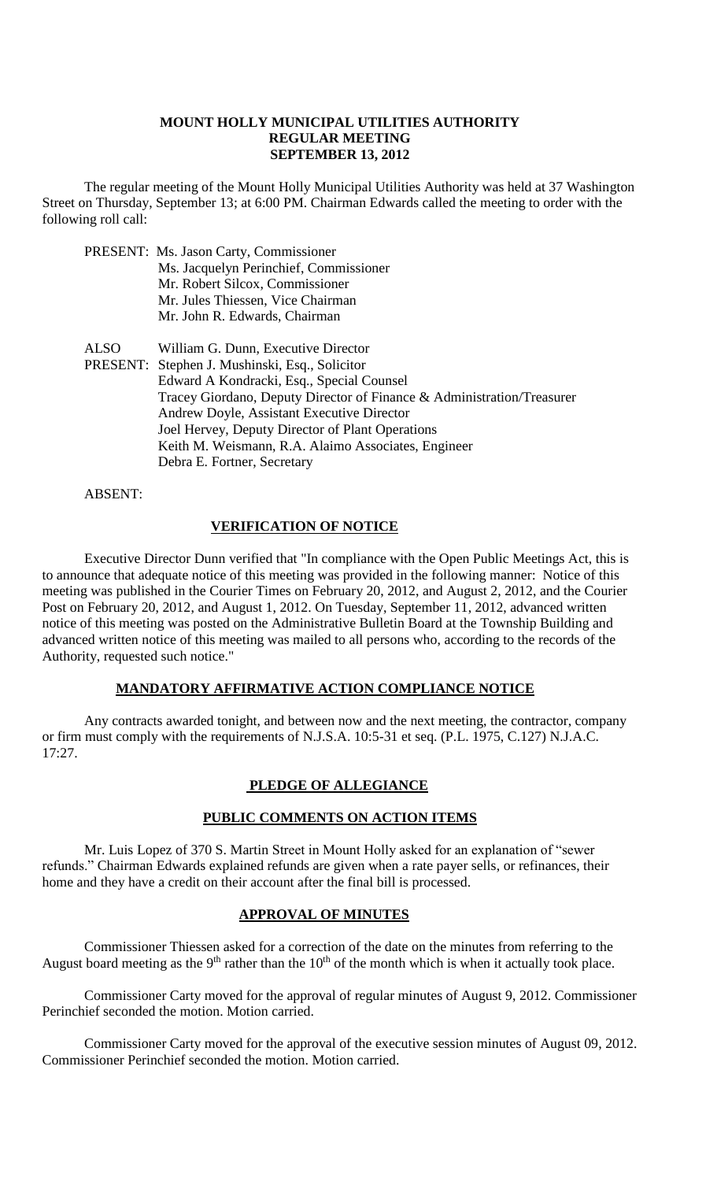**MOUNT HOLLY MUNICIPAL UTILITIES AUTHORITY**
**REGULAR MEETING**
**SEPTEMBER 13, 2012**

The regular meeting of the Mount Holly Municipal Utilities Authority was held at 37 Washington Street on Thursday, September 13; at 6:00 PM. Chairman Edwards called the meeting to order with the following roll call:

PRESENT: Ms. Jason Carty, Commissioner
Ms. Jacquelyn Perinchief, Commissioner
Mr. Robert Silcox, Commissioner
Mr. Jules Thiessen, Vice Chairman
Mr. John R. Edwards, Chairman

ALSO PRESENT: William G. Dunn, Executive Director
Stephen J. Mushinski, Esq., Solicitor
Edward A Kondracki, Esq., Special Counsel
Tracey Giordano, Deputy Director of Finance & Administration/Treasurer
Andrew Doyle, Assistant Executive Director
Joel Hervey, Deputy Director of Plant Operations
Keith M. Weismann, R.A. Alaimo Associates, Engineer
Debra E. Fortner, Secretary

ABSENT:

**VERIFICATION OF NOTICE**

Executive Director Dunn verified that "In compliance with the Open Public Meetings Act, this is to announce that adequate notice of this meeting was provided in the following manner: Notice of this meeting was published in the Courier Times on February 20, 2012, and August 2, 2012, and the Courier Post on February 20, 2012, and August 1, 2012. On Tuesday, September 11, 2012, advanced written notice of this meeting was posted on the Administrative Bulletin Board at the Township Building and advanced written notice of this meeting was mailed to all persons who, according to the records of the Authority, requested such notice."

**MANDATORY AFFIRMATIVE ACTION COMPLIANCE NOTICE**

Any contracts awarded tonight, and between now and the next meeting, the contractor, company or firm must comply with the requirements of N.J.S.A. 10:5-31 et seq. (P.L. 1975, C.127) N.J.A.C. 17:27.

**PLEDGE OF ALLEGIANCE**

**PUBLIC COMMENTS ON ACTION ITEMS**

Mr. Luis Lopez of 370 S. Martin Street in Mount Holly asked for an explanation of "sewer refunds." Chairman Edwards explained refunds are given when a rate payer sells, or refinances, their home and they have a credit on their account after the final bill is processed.

**APPROVAL OF MINUTES**

Commissioner Thiessen asked for a correction of the date on the minutes from referring to the August board meeting as the 9th rather than the 10th of the month which is when it actually took place.

Commissioner Carty moved for the approval of regular minutes of August 9, 2012. Commissioner Perinchief seconded the motion. Motion carried.

Commissioner Carty moved for the approval of the executive session minutes of August 09, 2012. Commissioner Perinchief seconded the motion. Motion carried.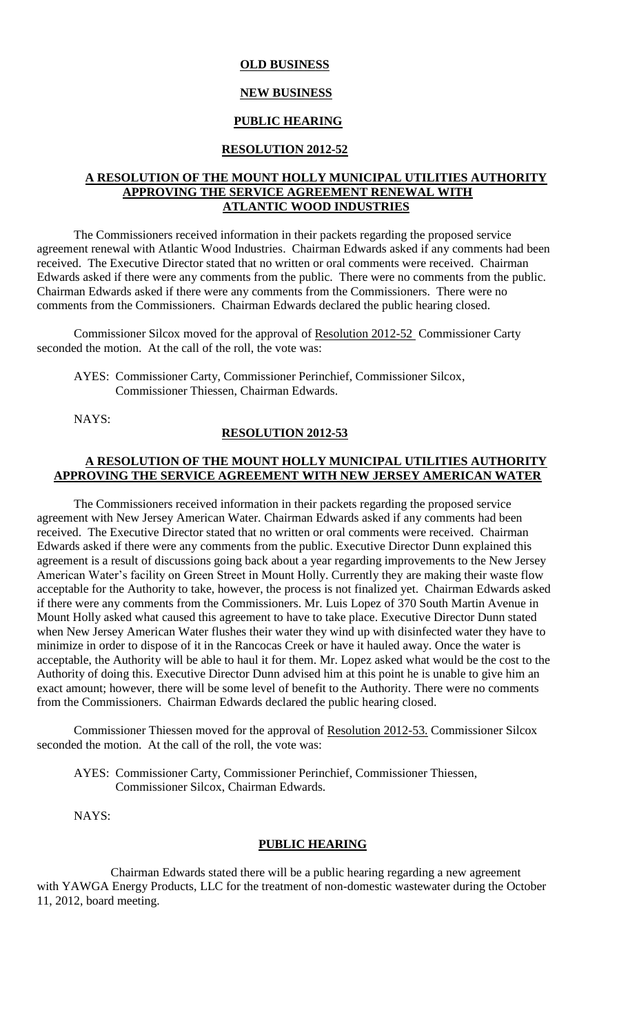**OLD BUSINESS**

**NEW BUSINESS**

**PUBLIC HEARING**

**RESOLUTION 2012-52**

**A RESOLUTION OF THE MOUNT HOLLY MUNICIPAL UTILITIES AUTHORITY APPROVING THE SERVICE AGREEMENT RENEWAL WITH ATLANTIC WOOD INDUSTRIES**

The Commissioners received information in their packets regarding the proposed service agreement renewal with Atlantic Wood Industries. Chairman Edwards asked if any comments had been received. The Executive Director stated that no written or oral comments were received. Chairman Edwards asked if there were any comments from the public. There were no comments from the public. Chairman Edwards asked if there were any comments from the Commissioners. There were no comments from the Commissioners. Chairman Edwards declared the public hearing closed.

Commissioner Silcox moved for the approval of Resolution 2012-52 Commissioner Carty seconded the motion. At the call of the roll, the vote was:

AYES: Commissioner Carty, Commissioner Perinchief, Commissioner Silcox, Commissioner Thiessen, Chairman Edwards.

NAYS:

**RESOLUTION 2012-53**

**A RESOLUTION OF THE MOUNT HOLLY MUNICIPAL UTILITIES AUTHORITY APPROVING THE SERVICE AGREEMENT WITH NEW JERSEY AMERICAN WATER**

The Commissioners received information in their packets regarding the proposed service agreement with New Jersey American Water. Chairman Edwards asked if any comments had been received. The Executive Director stated that no written or oral comments were received. Chairman Edwards asked if there were any comments from the public. Executive Director Dunn explained this agreement is a result of discussions going back about a year regarding improvements to the New Jersey American Water's facility on Green Street in Mount Holly. Currently they are making their waste flow acceptable for the Authority to take, however, the process is not finalized yet. Chairman Edwards asked if there were any comments from the Commissioners. Mr. Luis Lopez of 370 South Martin Avenue in Mount Holly asked what caused this agreement to have to take place. Executive Director Dunn stated when New Jersey American Water flushes their water they wind up with disinfected water they have to minimize in order to dispose of it in the Rancocas Creek or have it hauled away. Once the water is acceptable, the Authority will be able to haul it for them. Mr. Lopez asked what would be the cost to the Authority of doing this. Executive Director Dunn advised him at this point he is unable to give him an exact amount; however, there will be some level of benefit to the Authority. There were no comments from the Commissioners. Chairman Edwards declared the public hearing closed.

Commissioner Thiessen moved for the approval of Resolution 2012-53. Commissioner Silcox seconded the motion. At the call of the roll, the vote was:

AYES: Commissioner Carty, Commissioner Perinchief, Commissioner Thiessen, Commissioner Silcox, Chairman Edwards.

NAYS:

**PUBLIC HEARING**

Chairman Edwards stated there will be a public hearing regarding a new agreement with YAWGA Energy Products, LLC for the treatment of non-domestic wastewater during the October 11, 2012, board meeting.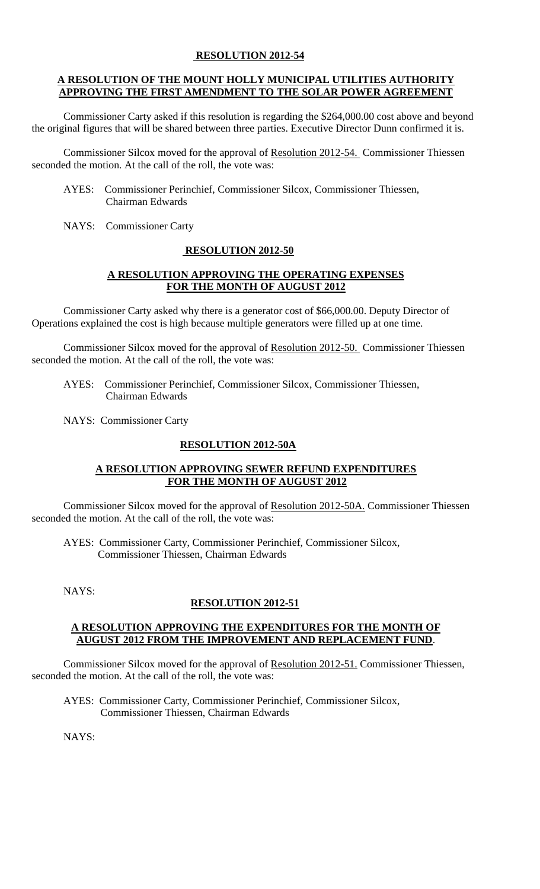**RESOLUTION 2012-54**

**A RESOLUTION OF THE MOUNT HOLLY MUNICIPAL UTILITIES AUTHORITY APPROVING THE FIRST AMENDMENT TO THE SOLAR POWER AGREEMENT**

Commissioner Carty asked if this resolution is regarding the $264,000.00 cost above and beyond the original figures that will be shared between three parties. Executive Director Dunn confirmed it is.

Commissioner Silcox moved for the approval of Resolution 2012-54. Commissioner Thiessen seconded the motion. At the call of the roll, the vote was:

AYES: Commissioner Perinchief, Commissioner Silcox, Commissioner Thiessen, Chairman Edwards

NAYS: Commissioner Carty

**RESOLUTION 2012-50**

**A RESOLUTION APPROVING THE OPERATING EXPENSES FOR THE MONTH OF AUGUST 2012**

Commissioner Carty asked why there is a generator cost of $66,000.00. Deputy Director of Operations explained the cost is high because multiple generators were filled up at one time.

Commissioner Silcox moved for the approval of Resolution 2012-50. Commissioner Thiessen seconded the motion. At the call of the roll, the vote was:

AYES: Commissioner Perinchief, Commissioner Silcox, Commissioner Thiessen, Chairman Edwards

NAYS: Commissioner Carty

**RESOLUTION 2012-50A**

**A RESOLUTION APPROVING SEWER REFUND EXPENDITURES FOR THE MONTH OF AUGUST 2012**

Commissioner Silcox moved for the approval of Resolution 2012-50A. Commissioner Thiessen seconded the motion. At the call of the roll, the vote was:

AYES: Commissioner Carty, Commissioner Perinchief, Commissioner Silcox, Commissioner Thiessen, Chairman Edwards

NAYS:

**RESOLUTION 2012-51**

**A RESOLUTION APPROVING THE EXPENDITURES FOR THE MONTH OF AUGUST 2012 FROM THE IMPROVEMENT AND REPLACEMENT FUND**.

Commissioner Silcox moved for the approval of Resolution 2012-51. Commissioner Thiessen, seconded the motion. At the call of the roll, the vote was:

AYES: Commissioner Carty, Commissioner Perinchief, Commissioner Silcox, Commissioner Thiessen, Chairman Edwards

NAYS: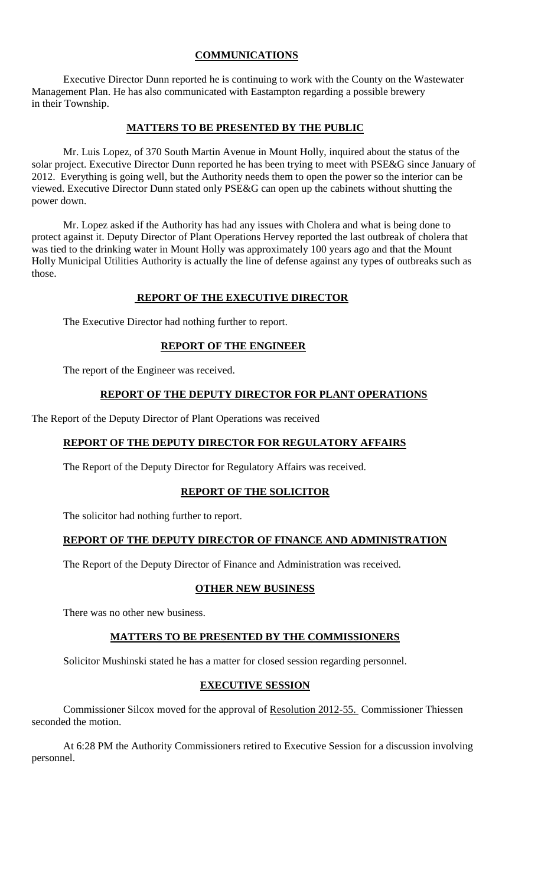## **COMMUNICATIONS**

Executive Director Dunn reported he is continuing to work with the County on the Wastewater Management Plan. He has also communicated with Eastampton regarding a possible brewery in their Township.

## **MATTERS TO BE PRESENTED BY THE PUBLIC**

Mr. Luis Lopez, of 370 South Martin Avenue in Mount Holly, inquired about the status of the solar project. Executive Director Dunn reported he has been trying to meet with PSE&G since January of 2012. Everything is going well, but the Authority needs them to open the power so the interior can be viewed. Executive Director Dunn stated only PSE&G can open up the cabinets without shutting the power down.

Mr. Lopez asked if the Authority has had any issues with Cholera and what is being done to protect against it. Deputy Director of Plant Operations Hervey reported the last outbreak of cholera that was tied to the drinking water in Mount Holly was approximately 100 years ago and that the Mount Holly Municipal Utilities Authority is actually the line of defense against any types of outbreaks such as those.

## **REPORT OF THE EXECUTIVE DIRECTOR**

The Executive Director had nothing further to report.

## **REPORT OF THE ENGINEER**

The report of the Engineer was received.

## **REPORT OF THE DEPUTY DIRECTOR FOR PLANT OPERATIONS**

The Report of the Deputy Director of Plant Operations was received

## **REPORT OF THE DEPUTY DIRECTOR FOR REGULATORY AFFAIRS**

The Report of the Deputy Director for Regulatory Affairs was received.

## **REPORT OF THE SOLICITOR**

The solicitor had nothing further to report.

## **REPORT OF THE DEPUTY DIRECTOR OF FINANCE AND ADMINISTRATION**

The Report of the Deputy Director of Finance and Administration was received.

## **OTHER NEW BUSINESS**

There was no other new business.

## **MATTERS TO BE PRESENTED BY THE COMMISSIONERS**

Solicitor Mushinski stated he has a matter for closed session regarding personnel.

## **EXECUTIVE SESSION**

Commissioner Silcox moved for the approval of Resolution 2012-55. Commissioner Thiessen seconded the motion.

At 6:28 PM the Authority Commissioners retired to Executive Session for a discussion involving personnel.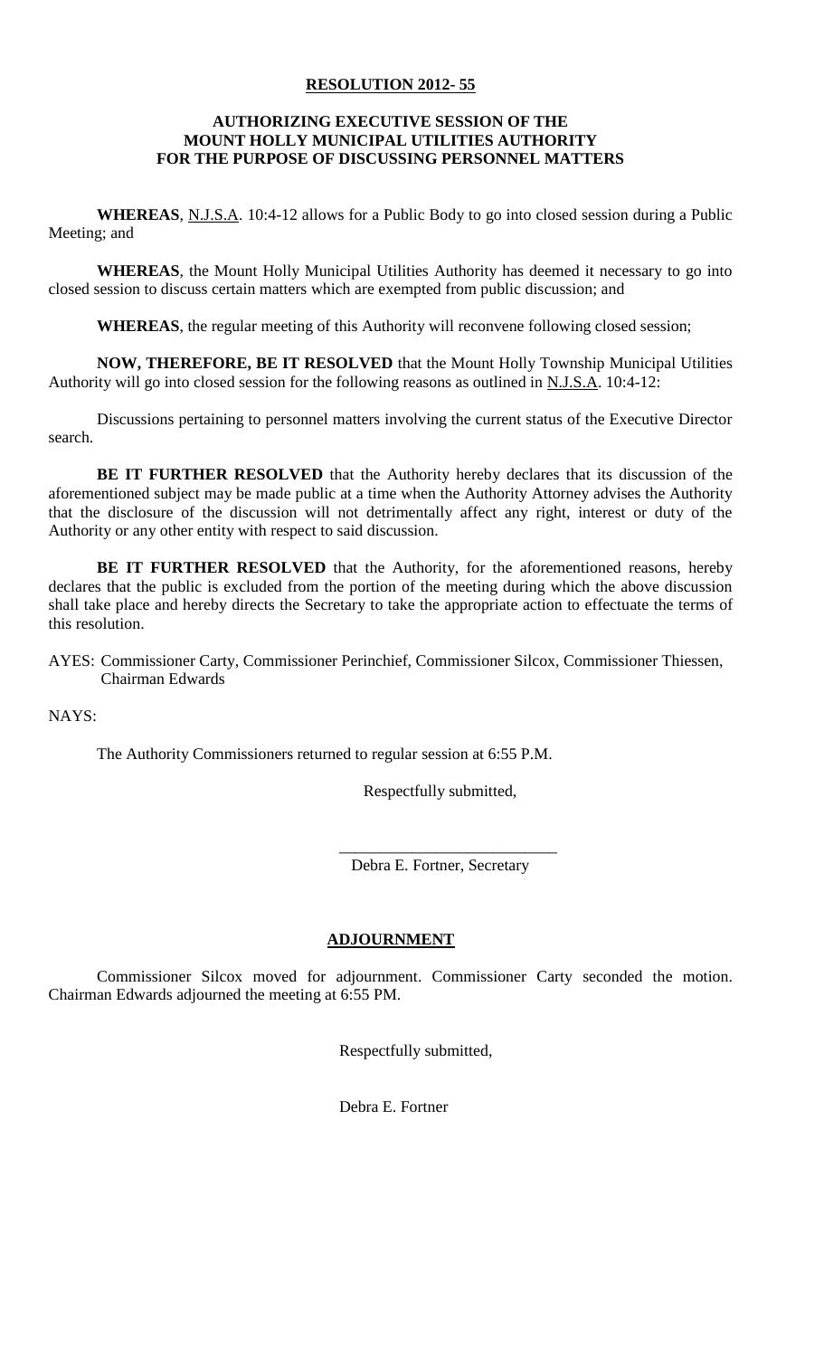**RESOLUTION 2012- 55**

**AUTHORIZING EXECUTIVE SESSION OF THE MOUNT HOLLY MUNICIPAL UTILITIES AUTHORITY FOR THE PURPOSE OF DISCUSSING PERSONNEL MATTERS**

**WHEREAS**, N.J.S.A. 10:4-12 allows for a Public Body to go into closed session during a Public Meeting; and

**WHEREAS**, the Mount Holly Municipal Utilities Authority has deemed it necessary to go into closed session to discuss certain matters which are exempted from public discussion; and

**WHEREAS**, the regular meeting of this Authority will reconvene following closed session;

**NOW, THEREFORE, BE IT RESOLVED** that the Mount Holly Township Municipal Utilities Authority will go into closed session for the following reasons as outlined in N.J.S.A. 10:4-12:

Discussions pertaining to personnel matters involving the current status of the Executive Director search.

**BE IT FURTHER RESOLVED** that the Authority hereby declares that its discussion of the aforementioned subject may be made public at a time when the Authority Attorney advises the Authority that the disclosure of the discussion will not detrimentally affect any right, interest or duty of the Authority or any other entity with respect to said discussion.

**BE IT FURTHER RESOLVED** that the Authority, for the aforementioned reasons, hereby declares that the public is excluded from the portion of the meeting during which the above discussion shall take place and hereby directs the Secretary to take the appropriate action to effectuate the terms of this resolution.

AYES: Commissioner Carty, Commissioner Perinchief, Commissioner Silcox, Commissioner Thiessen, Chairman Edwards

NAYS:

The Authority Commissioners returned to regular session at 6:55 P.M.

Respectfully submitted,

___________________________
Debra E. Fortner, Secretary

**ADJOURNMENT**

Commissioner Silcox moved for adjournment. Commissioner Carty seconded the motion. Chairman Edwards adjourned the meeting at 6:55 PM.

Respectfully submitted,

Debra E. Fortner